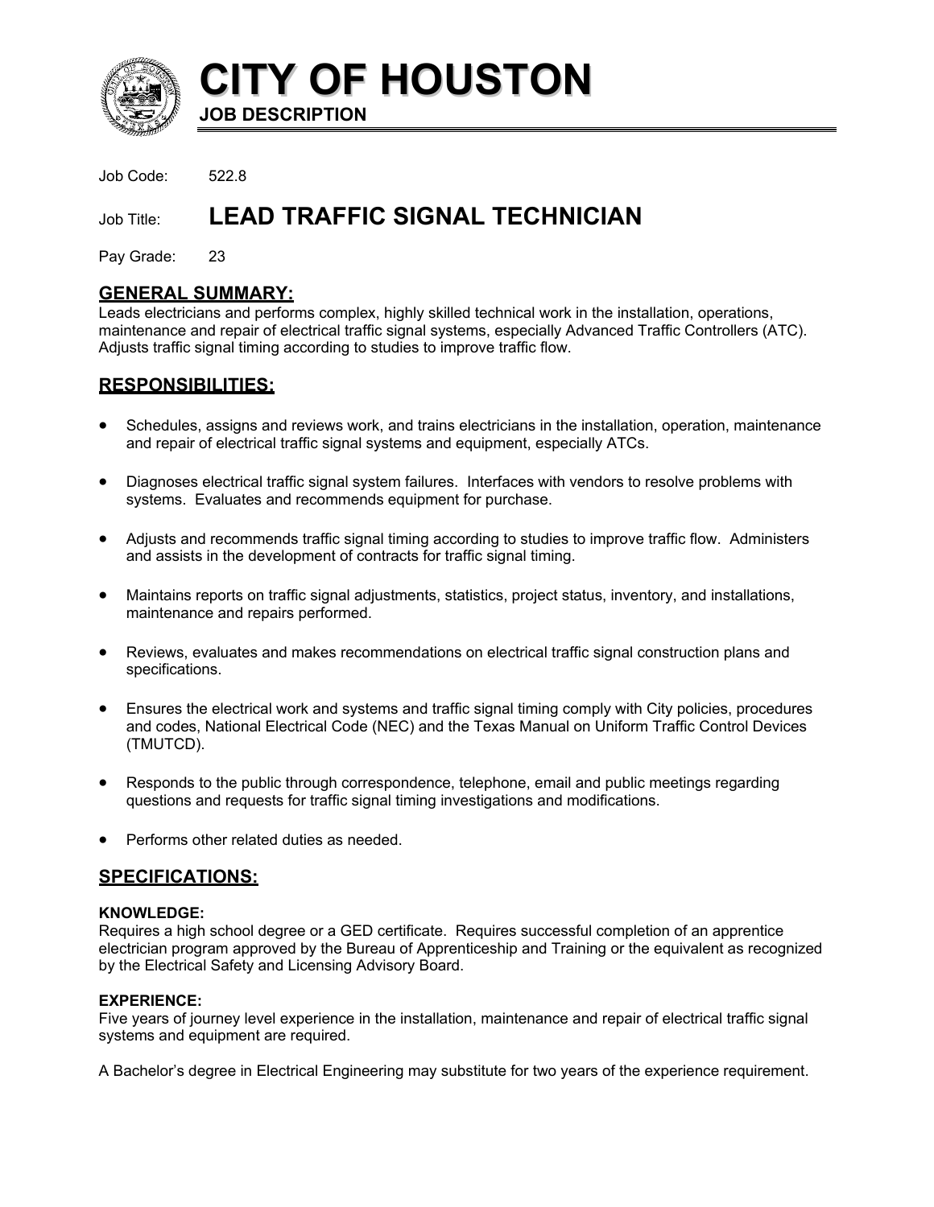# CITY OF HOUSTON

**JOB DESCRIPTION**

Job Code: 522.8

Job Title: **LEAD TRAFFIC SIGNAL TECHNICIAN**

Pay Grade: 23

## GENERAL SUMMARY:

Leads electricians and performs complex, highly skilled technical work in the installation, operations, maintenance and repair of electrical traffic signal systems, especially Advanced Traffic Controllers (ATC). Adjusts traffic signal timing according to studies to improve traffic flow.

## RESPONSIBILITIES:

- Schedules, assigns and reviews work, and trains electricians in the installation, operation, maintenance and repair of electrical traffic signal systems and equipment, especially ATCs.
- Diagnoses electrical traffic signal system failures. Interfaces with vendors to resolve problems with systems. Evaluates and recommends equipment for purchase.
- Adjusts and recommends traffic signal timing according to studies to improve traffic flow. Administers and assists in the development of contracts for traffic signal timing.
- Maintains reports on traffic signal adjustments, statistics, project status, inventory, and installations, maintenance and repairs performed.
- Reviews, evaluates and makes recommendations on electrical traffic signal construction plans and specifications.
- Ensures the electrical work and systems and traffic signal timing comply with City policies, procedures and codes, National Electrical Code (NEC) and the Texas Manual on Uniform Traffic Control Devices (TMUTCD).
- Responds to the public through correspondence, telephone, email and public meetings regarding questions and requests for traffic signal timing investigations and modifications.
- Performs other related duties as needed.

## SPECIFICATIONS:

### KNOWLEDGE:

Requires a high school degree or a GED certificate. Requires successful completion of an apprentice electrician program approved by the Bureau of Apprenticeship and Training or the equivalent as recognized by the Electrical Safety and Licensing Advisory Board.

### EXPERIENCE:

Five years of journey level experience in the installation, maintenance and repair of electrical traffic signal systems and equipment are required.

A Bachelor's degree in Electrical Engineering may substitute for two years of the experience requirement.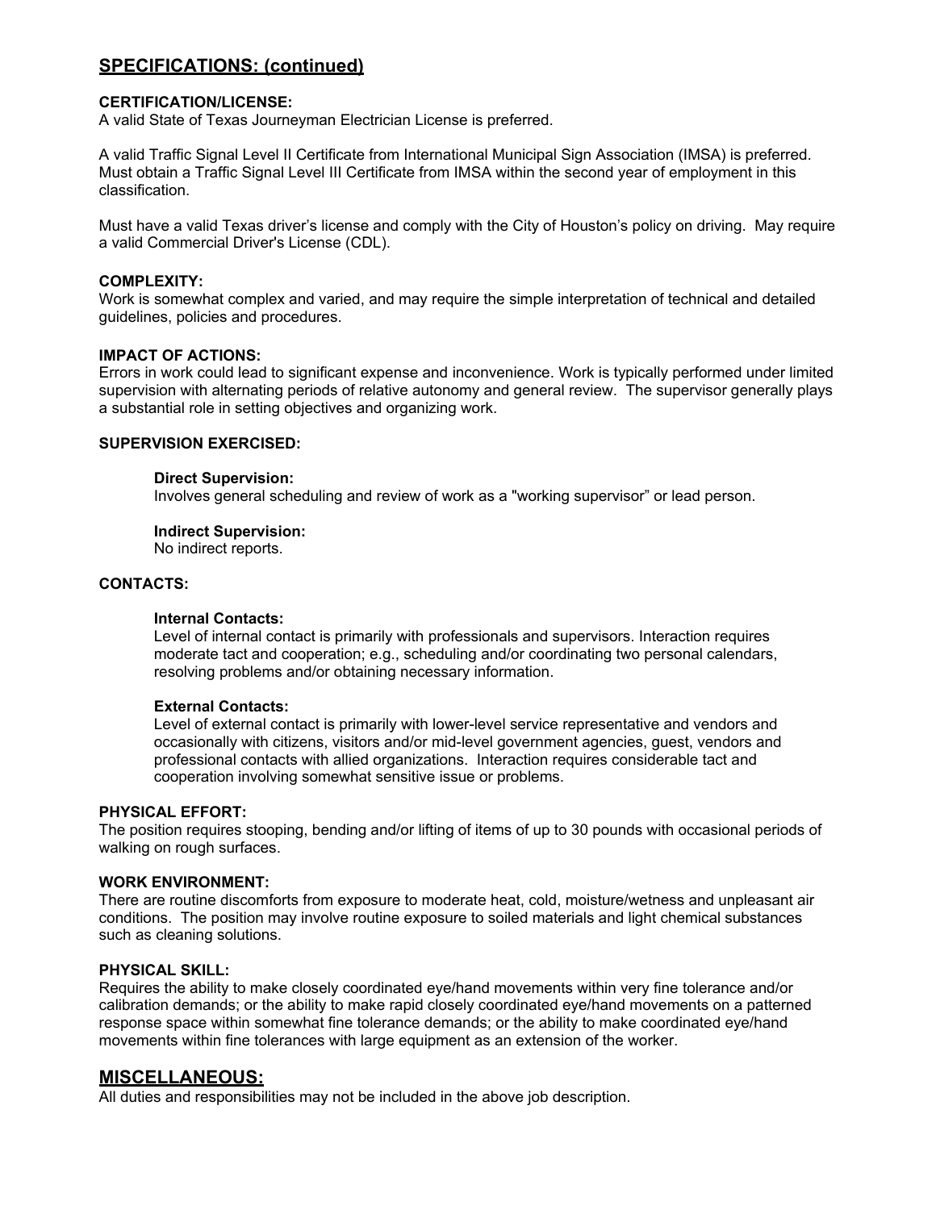## SPECIFICATIONS: (continued)

**CERTIFICATION/LICENSE:**
A valid State of Texas Journeyman Electrician License is preferred.

A valid Traffic Signal Level II Certificate from International Municipal Sign Association (IMSA) is preferred. Must obtain a Traffic Signal Level III Certificate from IMSA within the second year of employment in this classification.

Must have a valid Texas driver's license and comply with the City of Houston's policy on driving. May require a valid Commercial Driver's License (CDL).

**COMPLEXITY:**
Work is somewhat complex and varied, and may require the simple interpretation of technical and detailed guidelines, policies and procedures.

**IMPACT OF ACTIONS:**
Errors in work could lead to significant expense and inconvenience. Work is typically performed under limited supervision with alternating periods of relative autonomy and general review. The supervisor generally plays a substantial role in setting objectives and organizing work.

**SUPERVISION EXERCISED:**

**Direct Supervision:**
Involves general scheduling and review of work as a "working supervisor" or lead person.

**Indirect Supervision:**
No indirect reports.

**CONTACTS:**

**Internal Contacts:**
Level of internal contact is primarily with professionals and supervisors. Interaction requires moderate tact and cooperation; e.g., scheduling and/or coordinating two personal calendars, resolving problems and/or obtaining necessary information.

**External Contacts:**
Level of external contact is primarily with lower-level service representative and vendors and occasionally with citizens, visitors and/or mid-level government agencies, guest, vendors and professional contacts with allied organizations. Interaction requires considerable tact and cooperation involving somewhat sensitive issue or problems.

**PHYSICAL EFFORT:**
The position requires stooping, bending and/or lifting of items of up to 30 pounds with occasional periods of walking on rough surfaces.

**WORK ENVIRONMENT:**
There are routine discomforts from exposure to moderate heat, cold, moisture/wetness and unpleasant air conditions. The position may involve routine exposure to soiled materials and light chemical substances such as cleaning solutions.

**PHYSICAL SKILL:**
Requires the ability to make closely coordinated eye/hand movements within very fine tolerance and/or calibration demands; or the ability to make rapid closely coordinated eye/hand movements on a patterned response space within somewhat fine tolerance demands; or the ability to make coordinated eye/hand movements within fine tolerances with large equipment as an extension of the worker.

## MISCELLANEOUS:
All duties and responsibilities may not be included in the above job description.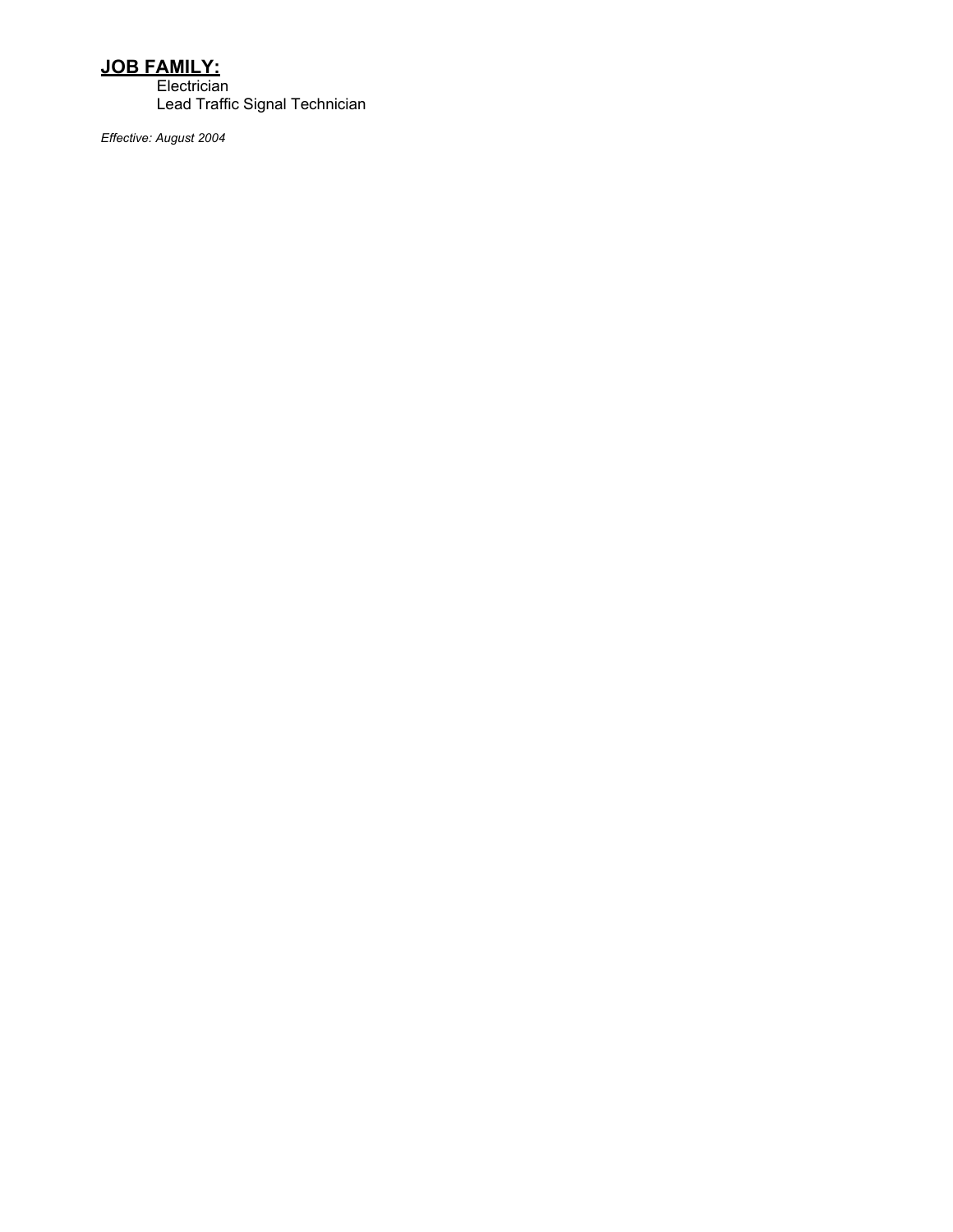**JOB FAMILY:**

Electrician
Lead Traffic Signal Technician

*Effective: August 2004*